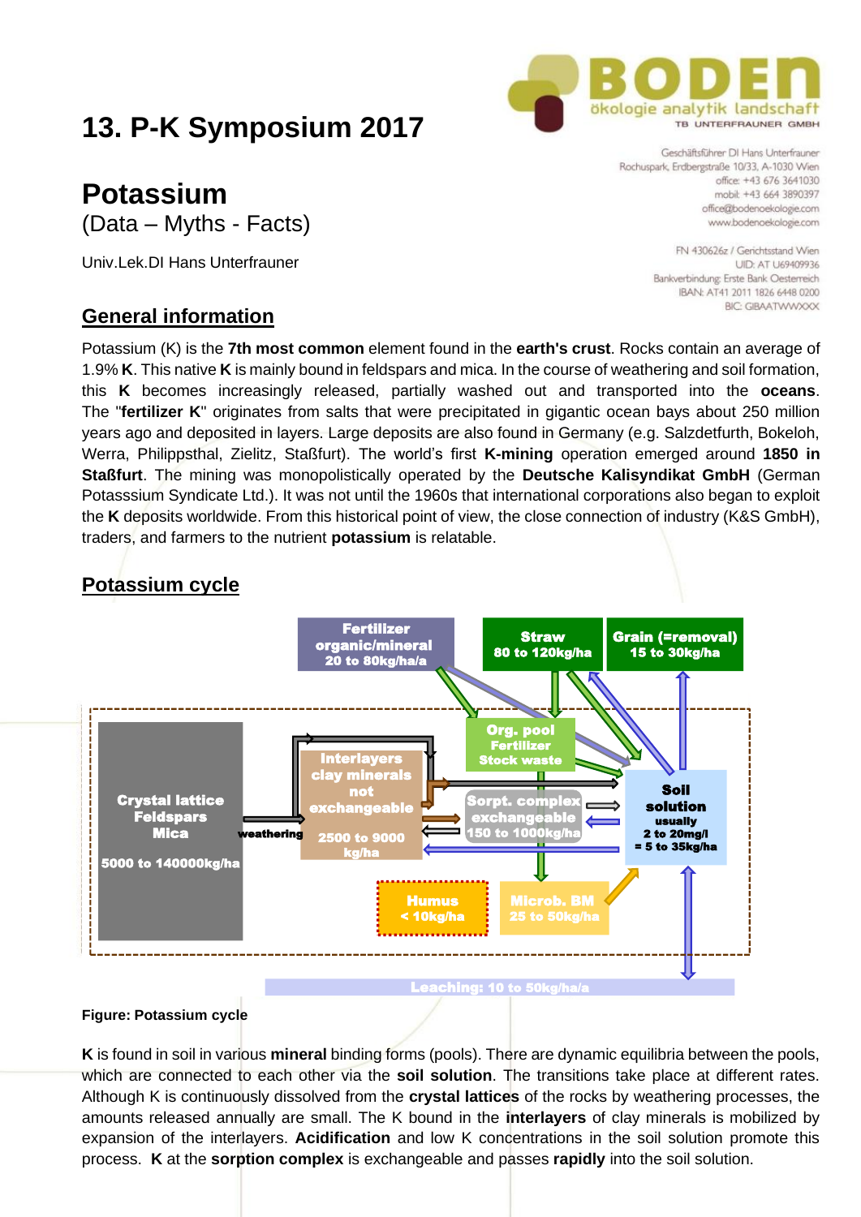# 13. P-K Symposium 2017

## Potassium

(Data – Myths - Facts)

Univ.Lek.DI Hans Unterfrauner

Geschäftsführer DI Hans Unterfrauner
Rochuspark, Erdbergstraße 10/33, A-1030 Wien
office: +43 676 3641030
mobil: +43 664 3890397
office@bodenoekologie.com
www.bodenoekologie.com

FN 430626z / Gerichtsstand Wien
UID: AT U69409936
Bankverbindung: Erste Bank Oesterreich
IBAN: AT41 2011 1826 6448 0200
BIC: GIBAATWWXXX

## General information

Potassium (K) is the **7th most common** element found in the **earth's crust**. Rocks contain an average of 1.9% **K**. This native **K** is mainly bound in feldspars and mica. In the course of weathering and soil formation, this **K** becomes increasingly released, partially washed out and transported into the **oceans**. The "**fertilizer K**" originates from salts that were precipitated in gigantic ocean bays about 250 million years ago and deposited in layers. Large deposits are also found in Germany (e.g. Salzdetfurth, Bokeloh, Werra, Philippsthal, Zielitz, Staßfurt). The world's first **K-mining** operation emerged around **1850 in Staßfurt**. The mining was monopolistically operated by the **Deutsche Kalisyndikat GmbH** (German Potasssium Syndicate Ltd.). It was not until the 1960s that international corporations also began to exploit the **K** deposits worldwide. From this historical point of view, the close connection of industry (K&S GmbH), traders, and farmers to the nutrient **potassium** is relatable.

## Potassium cycle

Fertilizer organic/mineral 20 to 80kg/ha/a
Straw 80 to 120kg/ha
Grain (=removal) 15 to 30kg/ha
Org. pool Fertilizer Stock waste
Crystal lattice Feldspars Mica 5000 to 140000kg/ha
weathering
Interlayers clay minerals not exchangeable 2500 to 9000 kg/ha
Sorpt. complex exchangeable 150 to 1000kg/ha
Soil solution usually 2 to 20mg/l = 5 to 35kg/ha
Humus < 10kg/ha
Microb. BM 25 to 50kg/ha
Leaching: 10 to 50kg/ha/a

**Figure: Potassium cycle**

**K** is found in soil in various **mineral** binding forms (pools). There are dynamic equilibria between the pools, which are connected to each other via the **soil solution**. The transitions take place at different rates. Although K is continuously dissolved from the **crystal lattices** of the rocks by weathering processes, the amounts released annually are small. The K bound in the **interlayers** of clay minerals is mobilized by expansion of the interlayers. **Acidification** and low K concentrations in the soil solution promote this process. **K** at the **sorption complex** is exchangeable and passes **rapidly** into the soil solution.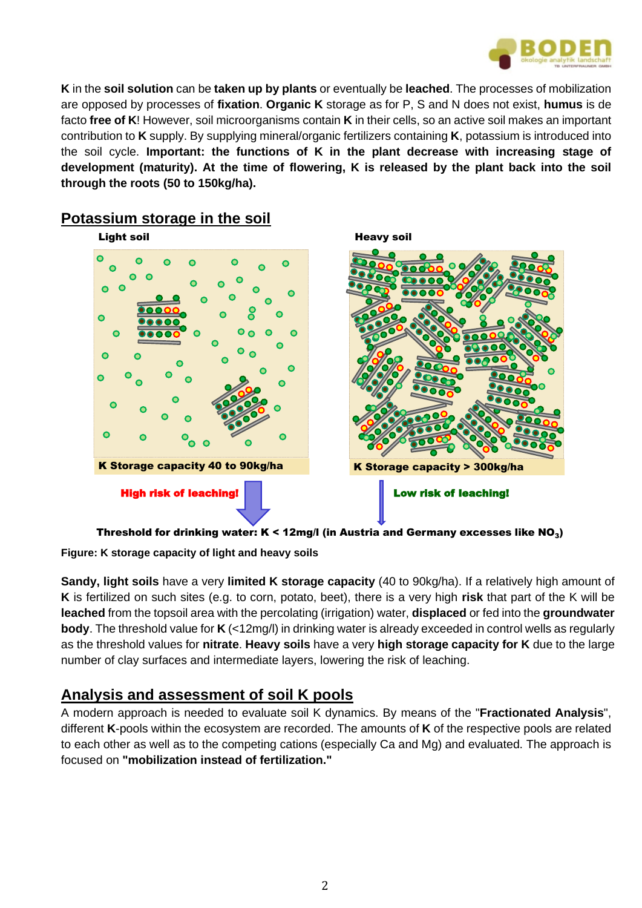**K** in the **soil solution** can be **taken up by plants** or eventually be **leached**. The processes of mobilization are opposed by processes of **fixation**. **Organic K** storage as for P, S and N does not exist, **humus** is de facto **free of K**! However, soil microorganisms contain **K** in their cells, so an active soil makes an important contribution to **K** supply. By supplying mineral/organic fertilizers containing **K**, potassium is introduced into the soil cycle. **Important: the functions of K in the plant decrease with increasing stage of development (maturity). At the time of flowering, K is released by the plant back into the soil through the roots (50 to 150kg/ha).**

## Potassium storage in the soil

**Light soil**

**Heavy soil**

**K Storage capacity 40 to 90kg/ha**

**K Storage capacity > 300kg/ha**

**High risk of leaching!**

**Low risk of leaching!**

**Threshold for drinking water: K < 12mg/l (in Austria and Germany excesses like $NO_3$)**

**Figure: K storage capacity of light and heavy soils**

**Sandy, light soils** have a very **limited K storage capacity** (40 to 90kg/ha). If a relatively high amount of **K** is fertilized on such sites (e.g. to corn, potato, beet), there is a very high **risk** that part of the K will be **leached** from the topsoil area with the percolating (irrigation) water, **displaced** or fed into the **groundwater body**. The threshold value for **K** (<12mg/l) in drinking water is already exceeded in control wells as regularly as the threshold values for **nitrate**. **Heavy soils** have a very **high storage capacity for K** due to the large number of clay surfaces and intermediate layers, lowering the risk of leaching.

## Analysis and assessment of soil K pools

A modern approach is needed to evaluate soil K dynamics. By means of the "**Fractionated Analysis**", different **K**-pools within the ecosystem are recorded. The amounts of **K** of the respective pools are related to each other as well as to the competing cations (especially Ca and Mg) and evaluated. The approach is focused on **"mobilization instead of fertilization."**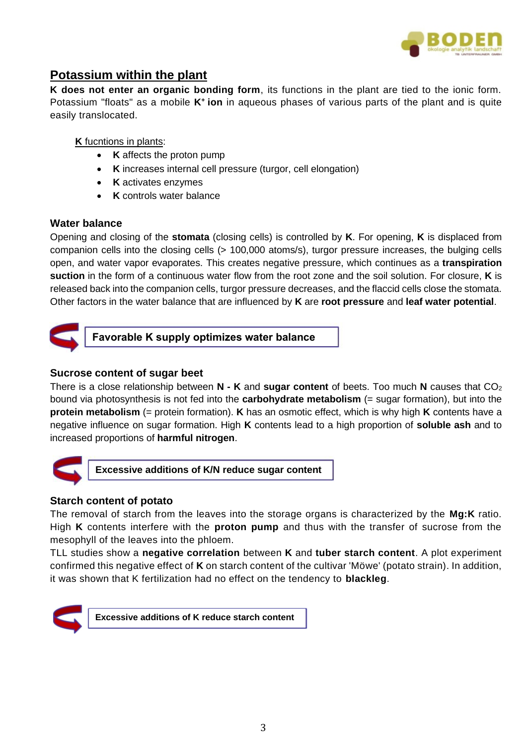## Potassium within the plant

**K does not enter an organic bonding form**, its functions in the plant are tied to the ionic form. Potassium "floats" as a mobile **$K^+$ ion** in aqueous phases of various parts of the plant and is quite easily translocated.

**K** fucntions in plants:

- **K** affects the proton pump
- **K** increases internal cell pressure (turgor, cell elongation)
- **K** activates enzymes
- **K** controls water balance

### Water balance

Opening and closing of the **stomata** (closing cells) is controlled by **K**. For opening, **K** is displaced from companion cells into the closing cells (> 100,000 atoms/s), turgor pressure increases, the bulging cells open, and water vapor evaporates. This creates negative pressure, which continues as a **transpiration suction** in the form of a continuous water flow from the root zone and the soil solution. For closure, **K** is released back into the companion cells, turgor pressure decreases, and the flaccid cells close the stomata. Other factors in the water balance that are influenced by **K** are **root pressure** and **leaf water potential**.

**Favorable K supply optimizes water balance**

### Sucrose content of sugar beet

There is a close relationship between **N - K** and **sugar content** of beets. Too much **N** causes that $CO_2$ bound via photosynthesis is not fed into the **carbohydrate metabolism** (= sugar formation), but into the **protein metabolism** (= protein formation). **K** has an osmotic effect, which is why high **K** contents have a negative influence on sugar formation. High **K** contents lead to a high proportion of **soluble ash** and to increased proportions of **harmful nitrogen**.

**Excessive additions of K/N reduce sugar content**

### Starch content of potato

The removal of starch from the leaves into the storage organs is characterized by the **Mg:K** ratio. High **K** contents interfere with the **proton pump** and thus with the transfer of sucrose from the mesophyll of the leaves into the phloem.

TLL studies show a **negative correlation** between **K** and **tuber starch content**. A plot experiment confirmed this negative effect of **K** on starch content of the cultivar 'Möwe' (potato strain). In addition, it was shown that K fertilization had no effect on the tendency to **blackleg**.

**Excessive additions of K reduce starch content**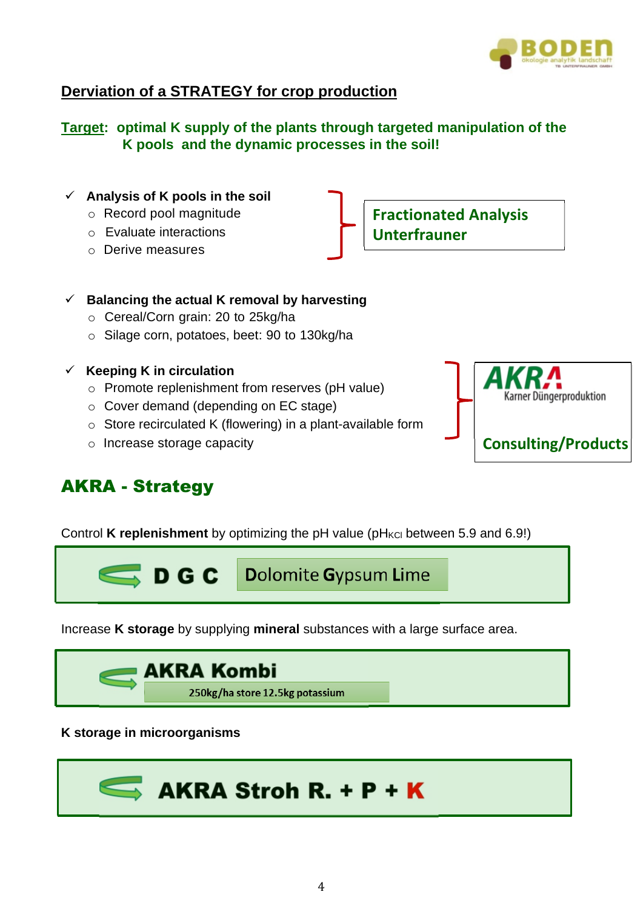BODEN ökologie analytik landschaft TB UNTERFRAUNER GMBH

## Derviation of a STRATEGY for crop production

**Target: optimal K supply of the plants through targeted manipulation of the K pools and the dynamic processes in the soil!**

- ✓ **Analysis of K pools in the soil**
  - Record pool magnitude
  - Evaluate interactions
  - Derive measures

**Fractionated Analysis Unterfrauner**

- ✓ **Balancing the actual K removal by harvesting**
  - Cereal/Corn grain: 20 to 25kg/ha
  - Silage corn, potatoes, beet: 90 to 130kg/ha

- ✓ **Keeping K in circulation**
  - Promote replenishment from reserves (pH value)
  - Cover demand (depending on EC stage)
  - Store recirculated K (flowering) in a plant-available form
  - Increase storage capacity

**AKRA Karner Düngerproduktion**
**Consulting/Products**

## AKRA - Strategy

Control **K replenishment** by optimizing the pH value ($pH_{KCl}$ between 5.9 and 6.9!)

**D G C** — **D**olomite **G**ypsum **L**ime

Increase **K storage** by supplying **mineral** substances with a large surface area.

**AKRA Kombi**
250kg/ha store 12.5kg potassium

**K storage in microorganisms**

**AKRA Stroh R. + P + K**